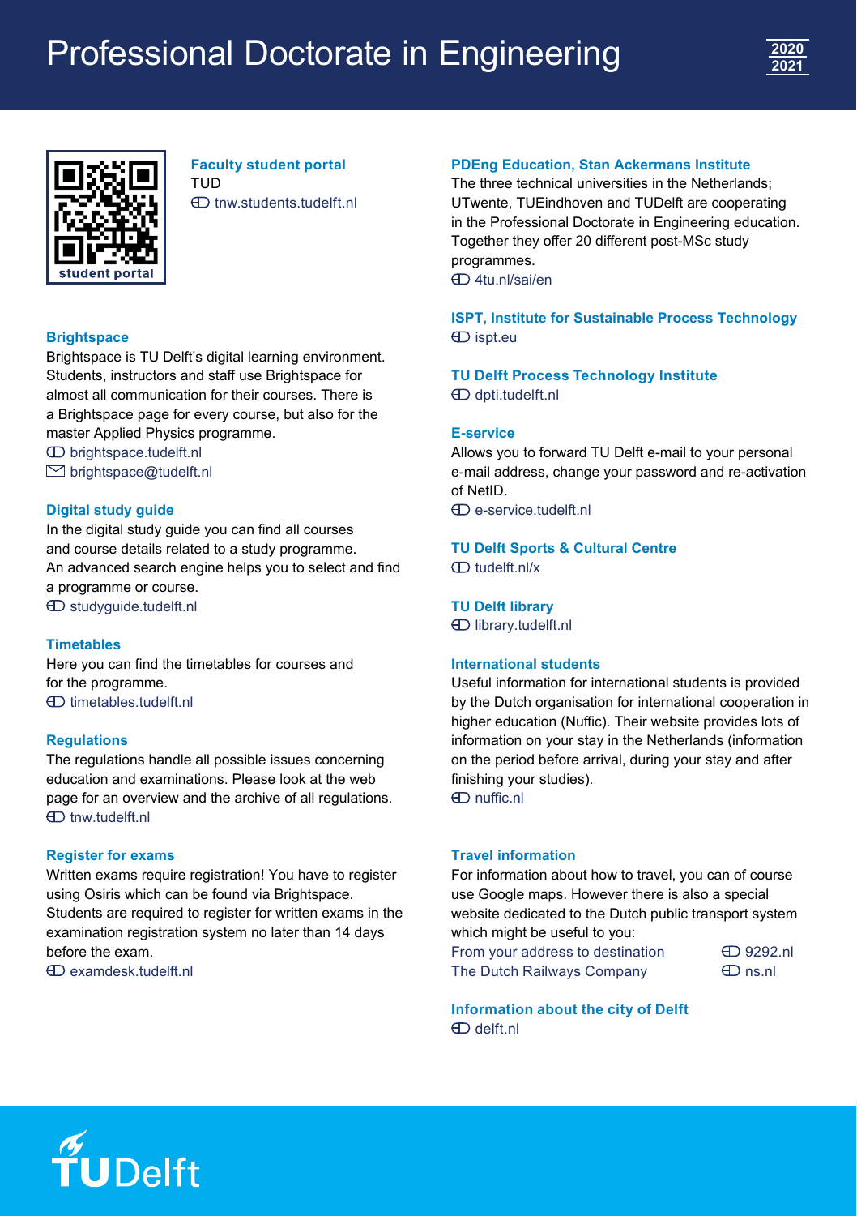# Professional Doctorate in Engineering

2020
2021

student portal

### Faculty student portal
TUD
tnw.students.tudelft.nl

### Brightspace
Brightspace is TU Delft's digital learning environment. Students, instructors and staff use Brightspace for almost all communication for their courses. There is a Brightspace page for every course, but also for the master Applied Physics programme.
brightspace.tudelft.nl
brightspace@tudelft.nl

### Digital study guide
In the digital study guide you can find all courses and course details related to a study programme. An advanced search engine helps you to select and find a programme or course.
studyguide.tudelft.nl

### Timetables
Here you can find the timetables for courses and for the programme.
timetables.tudelft.nl

### Regulations
The regulations handle all possible issues concerning education and examinations. Please look at the web page for an overview and the archive of all regulations.
tnw.tudelft.nl

### Register for exams
Written exams require registration! You have to register using Osiris which can be found via Brightspace. Students are required to register for written exams in the examination registration system no later than 14 days before the exam.
examdesk.tudelft.nl

### PDEng Education, Stan Ackermans Institute
The three technical universities in the Netherlands; UTwente, TUEindhoven and TUDelft are cooperating in the Professional Doctorate in Engineering education. Together they offer 20 different post-MSc study programmes.
4tu.nl/sai/en

### ISPT, Institute for Sustainable Process Technology
ispt.eu

### TU Delft Process Technology Institute
dpti.tudelft.nl

### E-service
Allows you to forward TU Delft e-mail to your personal e-mail address, change your password and re-activation of NetID.
e-service.tudelft.nl

### TU Delft Sports & Cultural Centre
tudelft.nl/x

### TU Delft library
library.tudelft.nl

### International students
Useful information for international students is provided by the Dutch organisation for international cooperation in higher education (Nuffic). Their website provides lots of information on your stay in the Netherlands (information on the period before arrival, during your stay and after finishing your studies).
nuffic.nl

### Travel information
For information about how to travel, you can of course use Google maps. However there is also a special website dedicated to the Dutch public transport system which might be useful to you:

From your address to destination — 9292.nl
The Dutch Railways Company — ns.nl

### Information about the city of Delft
delft.nl

TUDelft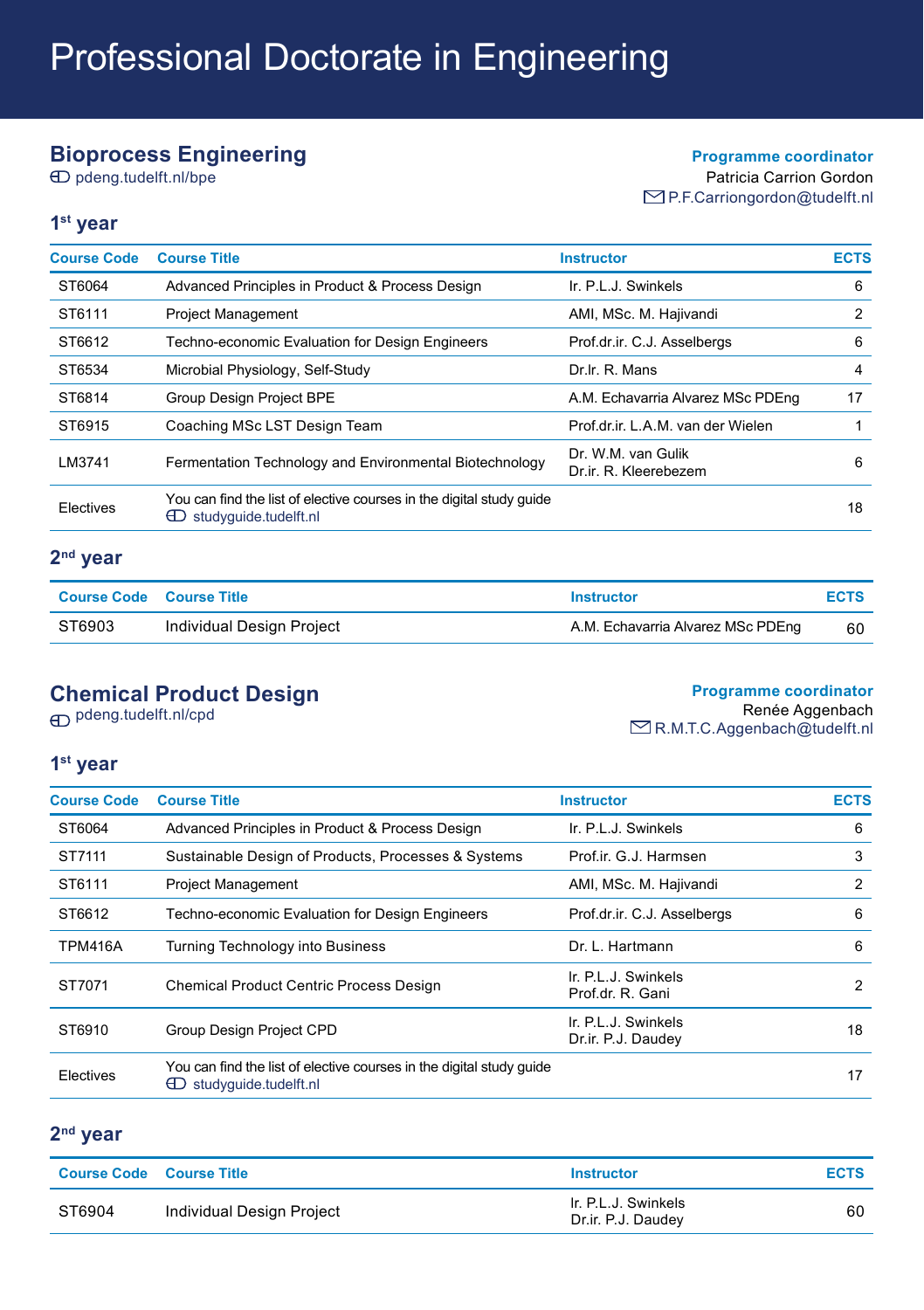# Professional Doctorate in Engineering

## Bioprocess Engineering

pdeng.tudelft.nl/bpe

**Programme coordinator**
Patricia Carrion Gordon
P.F.Carriongordon@tudelft.nl

### 1st year

| Course Code | Course Title | Instructor | ECTS |
|---|---|---|---|
| ST6064 | Advanced Principles in Product & Process Design | Ir. P.L.J. Swinkels | 6 |
| ST6111 | Project Management | AMI, MSc. M. Hajivandi | 2 |
| ST6612 | Techno-economic Evaluation for Design Engineers | Prof.dr.ir. C.J. Asselbergs | 6 |
| ST6534 | Microbial Physiology, Self-Study | Dr.Ir. R. Mans | 4 |
| ST6814 | Group Design Project BPE | A.M. Echavarria Alvarez MSc PDEng | 17 |
| ST6915 | Coaching MSc LST Design Team | Prof.dr.ir. L.A.M. van der Wielen | 1 |
| LM3741 | Fermentation Technology and Environmental Biotechnology | Dr. W.M. van Gulik<br>Dr.ir. R. Kleerebezem | 6 |
| Electives | You can find the list of elective courses in the digital study guide studyguide.tudelft.nl | | 18 |

### 2nd year

| Course Code | Course Title | Instructor | ECTS |
|---|---|---|---|
| ST6903 | Individual Design Project | A.M. Echavarria Alvarez MSc PDEng | 60 |

## Chemical Product Design

pdeng.tudelft.nl/cpd

**Programme coordinator**
Renée Aggenbach
R.M.T.C.Aggenbach@tudelft.nl

### 1st year

| Course Code | Course Title | Instructor | ECTS |
|---|---|---|---|
| ST6064 | Advanced Principles in Product & Process Design | Ir. P.L.J. Swinkels | 6 |
| ST7111 | Sustainable Design of Products, Processes & Systems | Prof.ir. G.J. Harmsen | 3 |
| ST6111 | Project Management | AMI, MSc. M. Hajivandi | 2 |
| ST6612 | Techno-economic Evaluation for Design Engineers | Prof.dr.ir. C.J. Asselbergs | 6 |
| TPM416A | Turning Technology into Business | Dr. L. Hartmann | 6 |
| ST7071 | Chemical Product Centric Process Design | Ir. P.L.J. Swinkels<br>Prof.dr. R. Gani | 2 |
| ST6910 | Group Design Project CPD | Ir. P.L.J. Swinkels<br>Dr.ir. P.J. Daudey | 18 |
| Electives | You can find the list of elective courses in the digital study guide studyguide.tudelft.nl | | 17 |

### 2nd year

| Course Code | Course Title | Instructor | ECTS |
|---|---|---|---|
| ST6904 | Individual Design Project | Ir. P.L.J. Swinkels<br>Dr.ir. P.J. Daudey | 60 |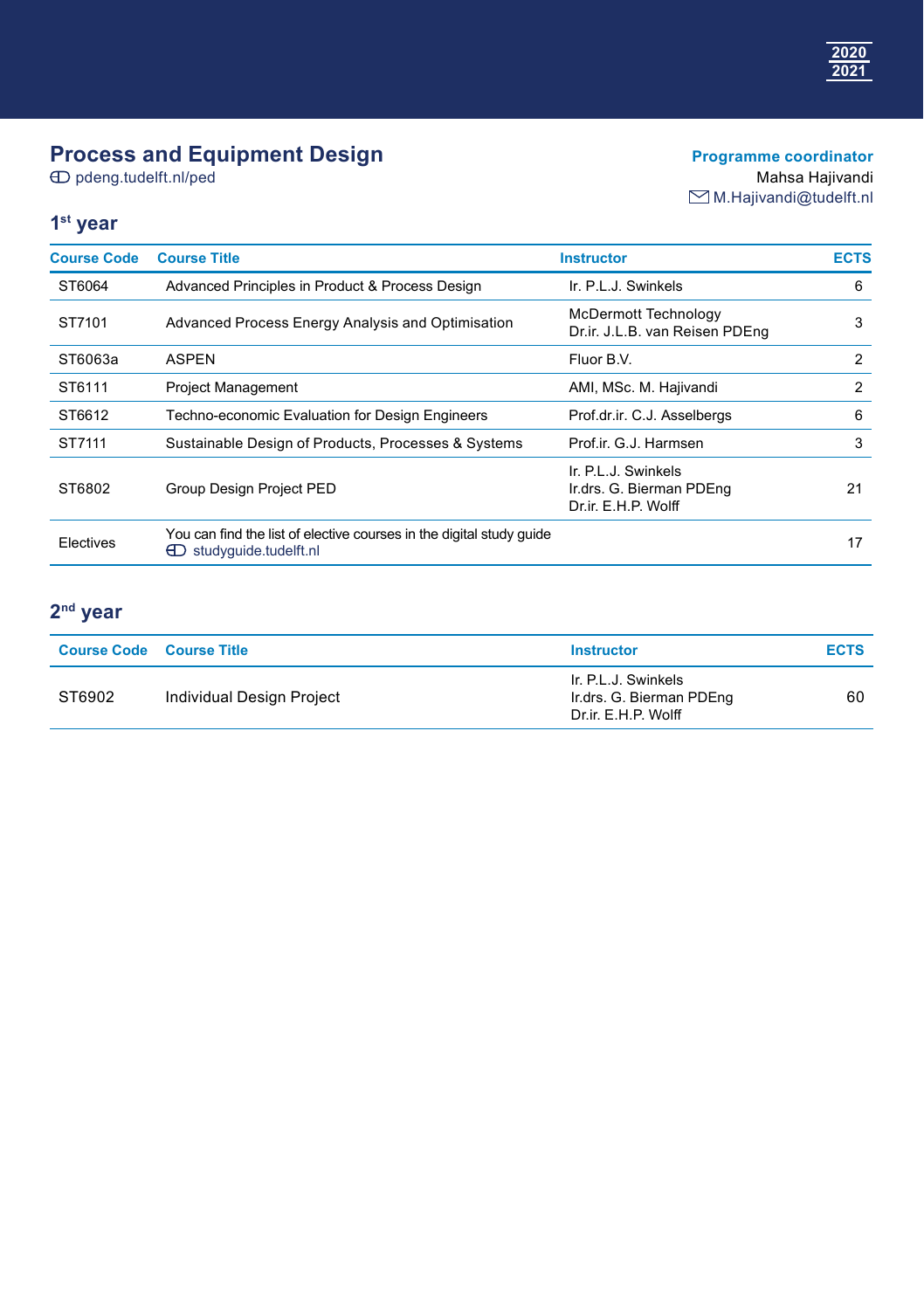2020
2021

# Process and Equipment Design

pdeng.tudelft.nl/ped

**Programme coordinator**
Mahsa Hajivandi
M.Hajivandi@tudelft.nl

## 1st year

| Course Code | Course Title | Instructor | ECTS |
|---|---|---|---|
| ST6064 | Advanced Principles in Product & Process Design | Ir. P.L.J. Swinkels | 6 |
| ST7101 | Advanced Process Energy Analysis and Optimisation | McDermott Technology<br>Dr.ir. J.L.B. van Reisen PDEng | 3 |
| ST6063a | ASPEN | Fluor B.V. | 2 |
| ST6111 | Project Management | AMI, MSc. M. Hajivandi | 2 |
| ST6612 | Techno-economic Evaluation for Design Engineers | Prof.dr.ir. C.J. Asselbergs | 6 |
| ST7111 | Sustainable Design of Products, Processes & Systems | Prof.ir. G.J. Harmsen | 3 |
| ST6802 | Group Design Project PED | Ir. P.L.J. Swinkels<br>Ir.drs. G. Bierman PDEng<br>Dr.ir. E.H.P. Wolff | 21 |
| Electives | You can find the list of elective courses in the digital study guide<br>studyguide.tudelft.nl | | 17 |

## 2nd year

| Course Code | Course Title | Instructor | ECTS |
|---|---|---|---|
| ST6902 | Individual Design Project | Ir. P.L.J. Swinkels<br>Ir.drs. G. Bierman PDEng<br>Dr.ir. E.H.P. Wolff | 60 |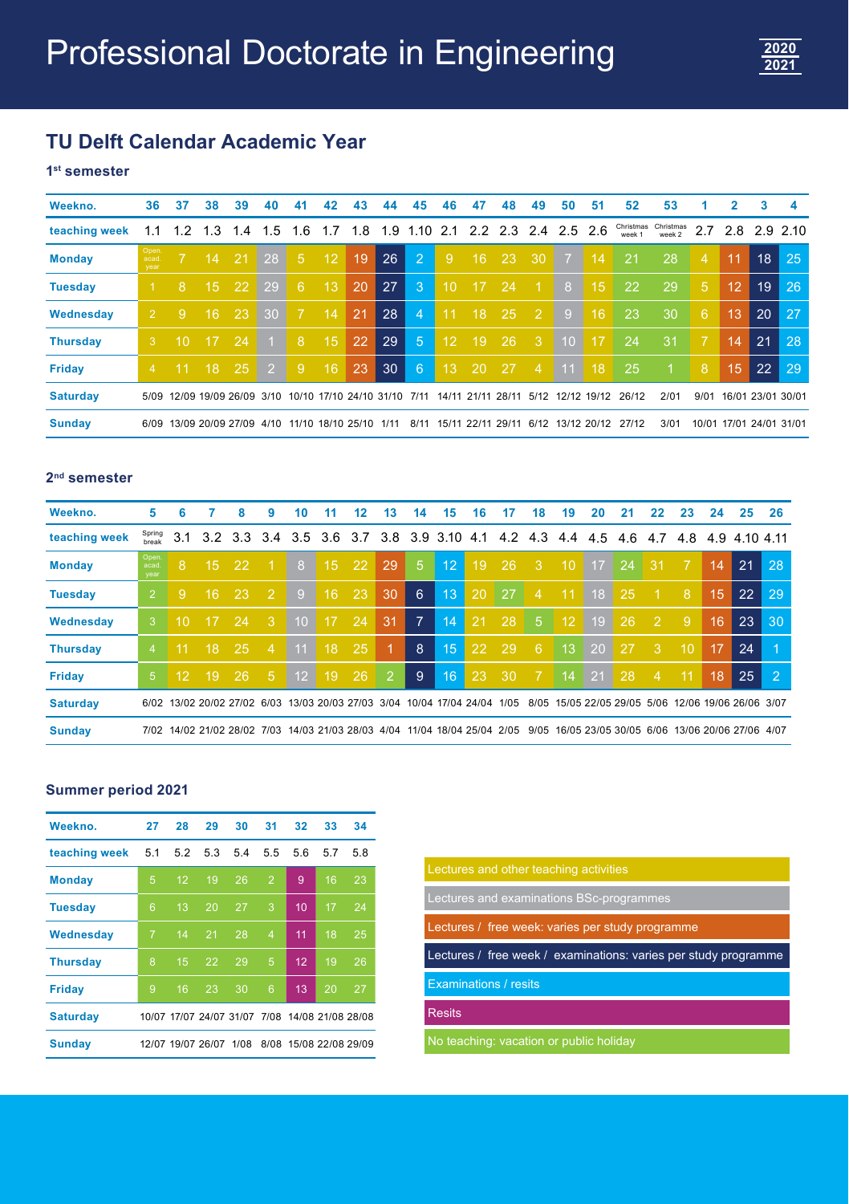# Professional Doctorate in Engineering

2020
2021

## TU Delft Calendar Academic Year

### 1st semester

| Weekno. | 36 | 37 | 38 | 39 | 40 | 41 | 42 | 43 | 44 | 45 | 46 | 47 | 48 | 49 | 50 | 51 | 52 | 53 | 1 | 2 | 3 | 4 |
|---|---|---|---|---|---|---|---|---|---|---|---|---|---|---|---|---|---|---|---|---|---|---|
| teaching week | 1.1 | 1.2 | 1.3 | 1.4 | 1.5 | 1.6 | 1.7 | 1.8 | 1.9 | 1.10 | 2.1 | 2.2 | 2.3 | 2.4 | 2.5 | 2.6 | Christmas week 1 | Christmas week 2 | 2.7 | 2.8 | 2.9 | 2.10 |
| Monday | Open. acad. year | 7 | 14 | 21 | 28 | 5 | 12 | 19 | 26 | 2 | 9 | 16 | 23 | 30 | 7 | 14 | 21 | 28 | 4 | 11 | 18 | 25 |
| Tuesday | 1 | 8 | 15 | 22 | 29 | 6 | 13 | 20 | 27 | 3 | 10 | 17 | 24 | 1 | 8 | 15 | 22 | 29 | 5 | 12 | 19 | 26 |
| Wednesday | 2 | 9 | 16 | 23 | 30 | 7 | 14 | 21 | 28 | 4 | 11 | 18 | 25 | 2 | 9 | 16 | 23 | 30 | 6 | 13 | 20 | 27 |
| Thursday | 3 | 10 | 17 | 24 | 1 | 8 | 15 | 22 | 29 | 5 | 12 | 19 | 26 | 3 | 10 | 17 | 24 | 31 | 7 | 14 | 21 | 28 |
| Friday | 4 | 11 | 18 | 25 | 2 | 9 | 16 | 23 | 30 | 6 | 13 | 20 | 27 | 4 | 11 | 18 | 25 | 1 | 8 | 15 | 22 | 29 |
| Saturday | 5/09 | 12/09 | 19/09 | 26/09 | 3/10 | 10/10 | 17/10 | 24/10 | 31/10 | 7/11 | 14/11 | 21/11 | 28/11 | 5/12 | 12/12 | 19/12 | 26/12 | 2/01 | 9/01 | 16/01 | 23/01 | 30/01 |
| Sunday | 6/09 | 13/09 | 20/09 | 27/09 | 4/10 | 11/10 | 18/10 | 25/10 | 1/11 | 8/11 | 15/11 | 22/11 | 29/11 | 6/12 | 13/12 | 20/12 | 27/12 | 3/01 | 10/01 | 17/01 | 24/01 | 31/01 |

### 2nd semester

| Weekno. | 5 | 6 | 7 | 8 | 9 | 10 | 11 | 12 | 13 | 14 | 15 | 16 | 17 | 18 | 19 | 20 | 21 | 22 | 23 | 24 | 25 | 26 |
|---|---|---|---|---|---|---|---|---|---|---|---|---|---|---|---|---|---|---|---|---|---|---|
| teaching week | Spring break | 3.1 | 3.2 | 3.3 | 3.4 | 3.5 | 3.6 | 3.7 | 3.8 | 3.9 | 3.10 | 4.1 | 4.2 | 4.3 | 4.4 | 4.5 | 4.6 | 4.7 | 4.8 | 4.9 | 4.10 | 4.11 |
| Monday | Open. acad. year | 8 | 15 | 22 | 1 | 8 | 15 | 22 | 29 | 5 | 12 | 19 | 26 | 3 | 10 | 17 | 24 | 31 | 7 | 14 | 21 | 28 |
| Tuesday | 2 | 9 | 16 | 23 | 2 | 9 | 16 | 23 | 30 | 6 | 13 | 20 | 27 | 4 | 11 | 18 | 25 | 1 | 8 | 15 | 22 | 29 |
| Wednesday | 3 | 10 | 17 | 24 | 3 | 10 | 17 | 24 | 31 | 7 | 14 | 21 | 28 | 5 | 12 | 19 | 26 | 2 | 9 | 16 | 23 | 30 |
| Thursday | 4 | 11 | 18 | 25 | 4 | 11 | 18 | 25 | 1 | 8 | 15 | 22 | 29 | 6 | 13 | 20 | 27 | 3 | 10 | 17 | 24 | 1 |
| Friday | 5 | 12 | 19 | 26 | 5 | 12 | 19 | 26 | 2 | 9 | 16 | 23 | 30 | 7 | 14 | 21 | 28 | 4 | 11 | 18 | 25 | 2 |
| Saturday | 6/02 | 13/02 | 20/02 | 27/02 | 6/03 | 13/03 | 20/03 | 27/03 | 3/04 | 10/04 | 17/04 | 24/04 | 1/05 | 8/05 | 15/05 | 22/05 | 29/05 | 5/06 | 12/06 | 19/06 | 26/06 | 3/07 |
| Sunday | 7/02 | 14/02 | 21/02 | 28/02 | 7/03 | 14/03 | 21/03 | 28/03 | 4/04 | 11/04 | 18/04 | 25/04 | 2/05 | 9/05 | 16/05 | 23/05 | 30/05 | 6/06 | 13/06 | 20/06 | 27/06 | 4/07 |

### Summer period 2021

| Weekno. | 27 | 28 | 29 | 30 | 31 | 32 | 33 | 34 |
|---|---|---|---|---|---|---|---|---|
| teaching week | 5.1 | 5.2 | 5.3 | 5.4 | 5.5 | 5.6 | 5.7 | 5.8 |
| Monday | 5 | 12 | 19 | 26 | 2 | 9 | 16 | 23 |
| Tuesday | 6 | 13 | 20 | 27 | 3 | 10 | 17 | 24 |
| Wednesday | 7 | 14 | 21 | 28 | 4 | 11 | 18 | 25 |
| Thursday | 8 | 15 | 22 | 29 | 5 | 12 | 19 | 26 |
| Friday | 9 | 16 | 23 | 30 | 6 | 13 | 20 | 27 |
| Saturday | 10/07 | 17/07 | 24/07 | 31/07 | 7/08 | 14/08 | 21/08 | 28/08 |
| Sunday | 12/07 | 19/07 | 26/07 | 1/08 | 8/08 | 15/08 | 22/08 | 29/09 |

- Lectures and other teaching activities
- Lectures and examinations BSc-programmes
- Lectures / free week: varies per study programme
- Lectures / free week / examinations: varies per study programme
- Examinations / resits
- Resits
- No teaching: vacation or public holiday